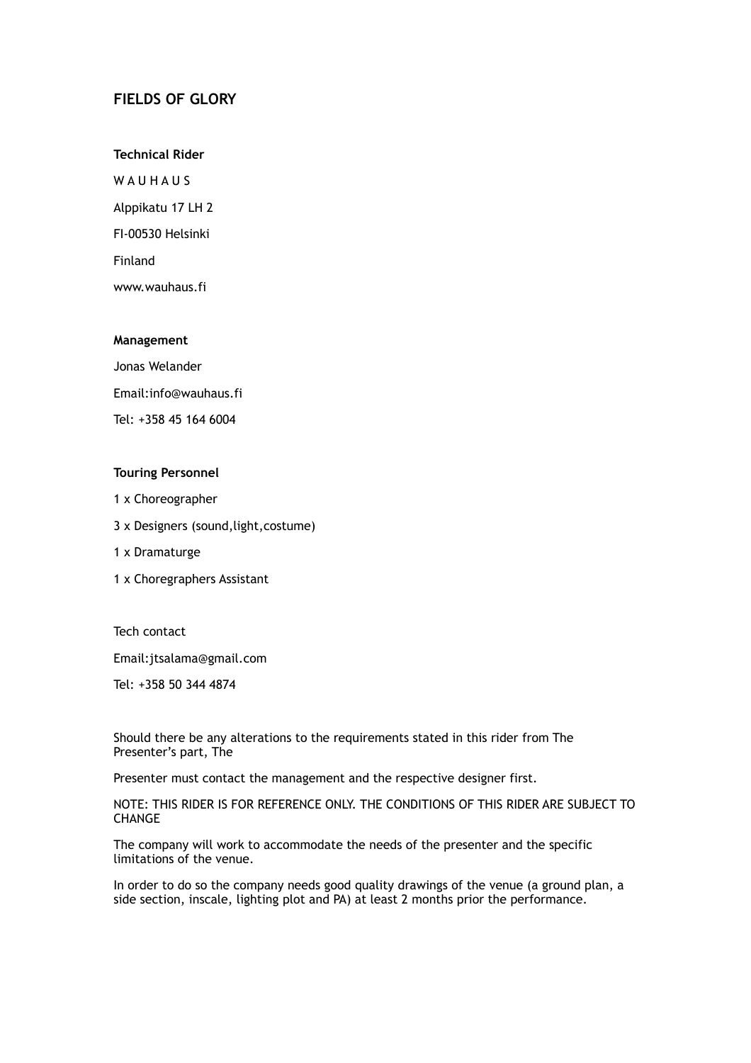## FIELDS OF GLORY

**Technical Rider**

W A U H A U S

Alppikatu 17 LH 2

FI-00530 Helsinki

Finland

www.wauhaus.fi

**Management**

Jonas Welander

Email:info@wauhaus.fi

Tel: +358 45 164 6004

**Touring Personnel**

1 x Choreographer

3 x Designers (sound,light,costume)

1 x Dramaturge

1 x Choregraphers Assistant

Tech contact

Email:jtsalama@gmail.com

Tel: +358 50 344 4874

Should there be any alterations to the requirements stated in this rider from The Presenter's part, The

Presenter must contact the management and the respective designer first.

NOTE: THIS RIDER IS FOR REFERENCE ONLY. THE CONDITIONS OF THIS RIDER ARE SUBJECT TO CHANGE

The company will work to accommodate the needs of the presenter and the specific limitations of the venue.

In order to do so the company needs good quality drawings of the venue (a ground plan, a side section, inscale, lighting plot and PA) at least 2 months prior the performance.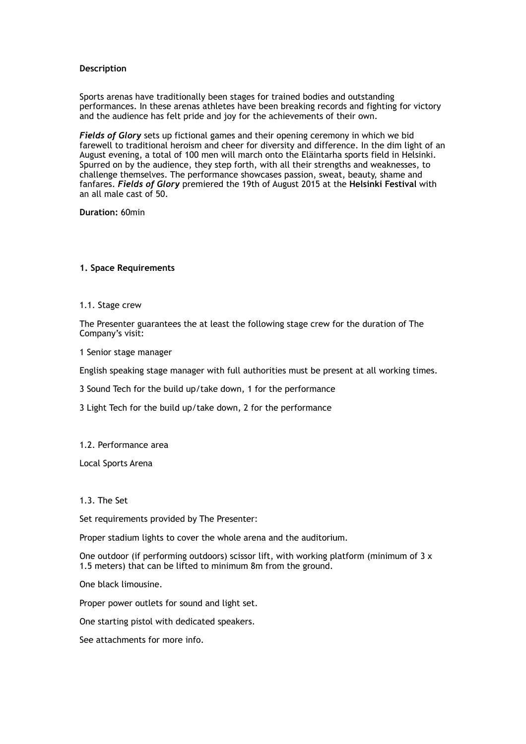**Description**

Sports arenas have traditionally been stages for trained bodies and outstanding performances. In these arenas athletes have been breaking records and fighting for victory and the audience has felt pride and joy for the achievements of their own.

***Fields of Glory*** sets up fictional games and their opening ceremony in which we bid farewell to traditional heroism and cheer for diversity and difference. In the dim light of an August evening, a total of 100 men will march onto the Eläintarha sports field in Helsinki. Spurred on by the audience, they step forth, with all their strengths and weaknesses, to challenge themselves. The performance showcases passion, sweat, beauty, shame and fanfares. ***Fields of Glory*** premiered the 19th of August 2015 at the **Helsinki Festival** with an all male cast of 50.

**Duration:** 60min

**1. Space Requirements**

1.1. Stage crew

The Presenter guarantees the at least the following stage crew for the duration of The Company's visit:

1 Senior stage manager

English speaking stage manager with full authorities must be present at all working times.

3 Sound Tech for the build up/take down, 1 for the performance

3 Light Tech for the build up/take down, 2 for the performance

1.2. Performance area

Local Sports Arena

1.3. The Set

Set requirements provided by The Presenter:

Proper stadium lights to cover the whole arena and the auditorium.

One outdoor (if performing outdoors) scissor lift, with working platform (minimum of 3 x 1.5 meters) that can be lifted to minimum 8m from the ground.

One black limousine.

Proper power outlets for sound and light set.

One starting pistol with dedicated speakers.

See attachments for more info.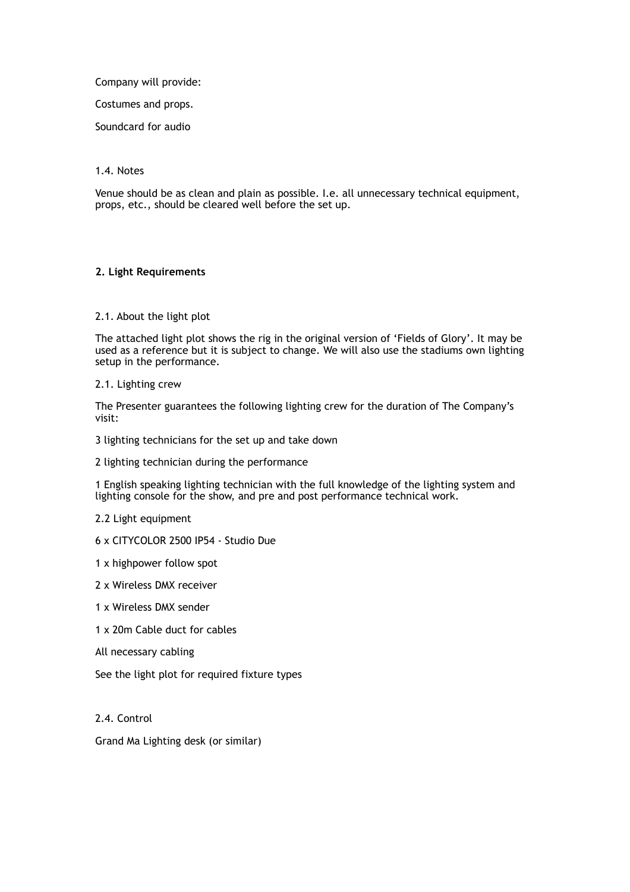Company will provide:

Costumes and props.

Soundcard for audio

1.4. Notes

Venue should be as clean and plain as possible. I.e. all unnecessary technical equipment, props, etc., should be cleared well before the set up.

**2. Light Requirements**

2.1. About the light plot

The attached light plot shows the rig in the original version of 'Fields of Glory'. It may be used as a reference but it is subject to change. We will also use the stadiums own lighting setup in the performance.

2.1. Lighting crew

The Presenter guarantees the following lighting crew for the duration of The Company's visit:

3 lighting technicians for the set up and take down

2 lighting technician during the performance

1 English speaking lighting technician with the full knowledge of the lighting system and lighting console for the show, and pre and post performance technical work.

2.2 Light equipment

6 x CITYCOLOR 2500 IP54 - Studio Due

1 x highpower follow spot

2 x Wireless DMX receiver

1 x Wireless DMX sender

1 x 20m Cable duct for cables

All necessary cabling

See the light plot for required fixture types

2.4. Control

Grand Ma Lighting desk (or similar)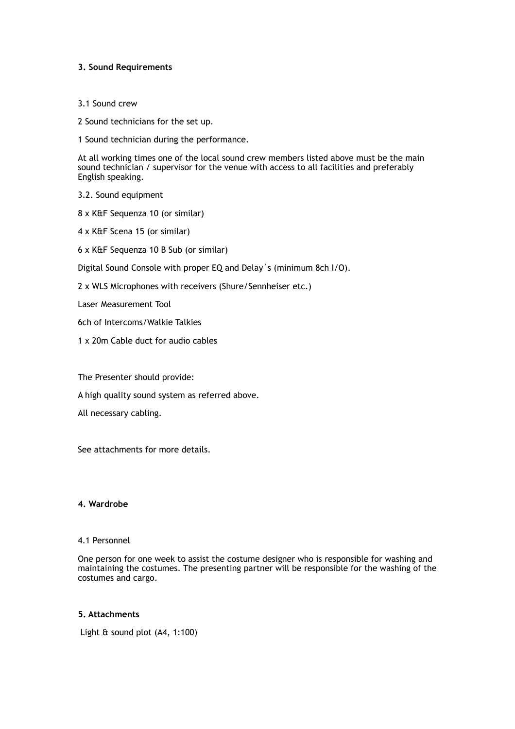### 3. Sound Requirements

3.1 Sound crew

2 Sound technicians for the set up.

1 Sound technician during the performance.

At all working times one of the local sound crew members listed above must be the main sound technician / supervisor for the venue with access to all facilities and preferably English speaking.

3.2. Sound equipment

8 x K&F Sequenza 10 (or similar)

4 x K&F Scena 15 (or similar)

6 x K&F Sequenza 10 B Sub (or similar)

Digital Sound Console with proper EQ and Delay´s (minimum 8ch I/O).

2 x WLS Microphones with receivers (Shure/Sennheiser etc.)

Laser Measurement Tool

6ch of Intercoms/Walkie Talkies

1 x 20m Cable duct for audio cables

The Presenter should provide:

A high quality sound system as referred above.

All necessary cabling.

See attachments for more details.

### 4. Wardrobe

4.1 Personnel

One person for one week to assist the costume designer who is responsible for washing and maintaining the costumes. The presenting partner will be responsible for the washing of the costumes and cargo.

### 5. Attachments

Light & sound plot (A4, 1:100)